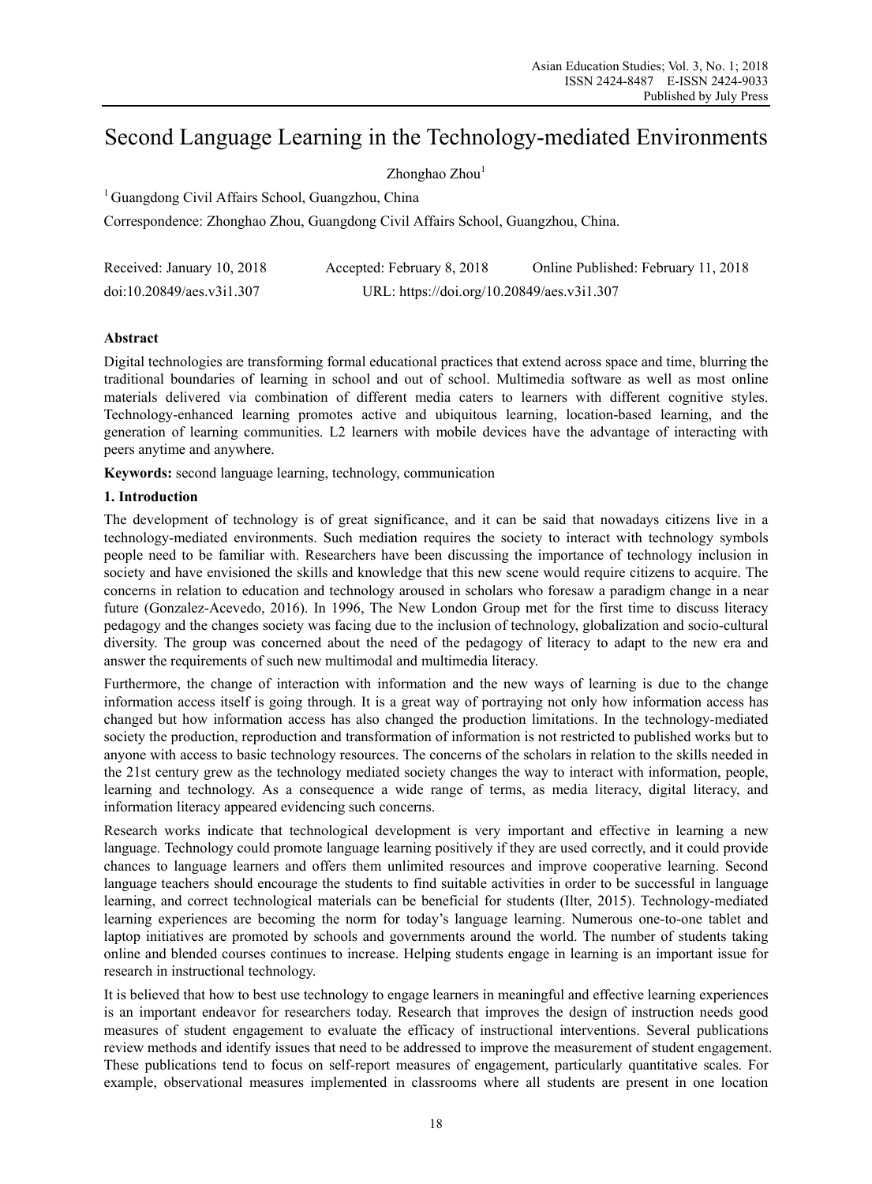# Second Language Learning in the Technology-mediated Environments

Zhonghao Zhou[1]

[1] Guangdong Civil Affairs School, Guangzhou, China

Correspondence: Zhonghao Zhou, Guangdong Civil Affairs School, Guangzhou, China.

Received: January 10, 2018 Accepted: February 8, 2018 Online Published: February 11, 2018

doi:10.20849/aes.v3i1.307 URL: https://doi.org/10.20849/aes.v3i1.307

## Abstract

Digital technologies are transforming formal educational practices that extend across space and time, blurring the traditional boundaries of learning in school and out of school. Multimedia software as well as most online materials delivered via combination of different media caters to learners with different cognitive styles. Technology-enhanced learning promotes active and ubiquitous learning, location-based learning, and the generation of learning communities. L2 learners with mobile devices have the advantage of interacting with peers anytime and anywhere.

**Keywords:** second language learning, technology, communication

## 1. Introduction

The development of technology is of great significance, and it can be said that nowadays citizens live in a technology-mediated environments. Such mediation requires the society to interact with technology symbols people need to be familiar with. Researchers have been discussing the importance of technology inclusion in society and have envisioned the skills and knowledge that this new scene would require citizens to acquire. The concerns in relation to education and technology aroused in scholars who foresaw a paradigm change in a near future (Gonzalez-Acevedo, 2016). In 1996, The New London Group met for the first time to discuss literacy pedagogy and the changes society was facing due to the inclusion of technology, globalization and socio-cultural diversity. The group was concerned about the need of the pedagogy of literacy to adapt to the new era and answer the requirements of such new multimodal and multimedia literacy.

Furthermore, the change of interaction with information and the new ways of learning is due to the change information access itself is going through. It is a great way of portraying not only how information access has changed but how information access has also changed the production limitations. In the technology-mediated society the production, reproduction and transformation of information is not restricted to published works but to anyone with access to basic technology resources. The concerns of the scholars in relation to the skills needed in the 21st century grew as the technology mediated society changes the way to interact with information, people, learning and technology. As a consequence a wide range of terms, as media literacy, digital literacy, and information literacy appeared evidencing such concerns.

Research works indicate that technological development is very important and effective in learning a new language. Technology could promote language learning positively if they are used correctly, and it could provide chances to language learners and offers them unlimited resources and improve cooperative learning. Second language teachers should encourage the students to find suitable activities in order to be successful in language learning, and correct technological materials can be beneficial for students (Ilter, 2015). Technology-mediated learning experiences are becoming the norm for today's language learning. Numerous one-to-one tablet and laptop initiatives are promoted by schools and governments around the world. The number of students taking online and blended courses continues to increase. Helping students engage in learning is an important issue for research in instructional technology.

It is believed that how to best use technology to engage learners in meaningful and effective learning experiences is an important endeavor for researchers today. Research that improves the design of instruction needs good measures of student engagement to evaluate the efficacy of instructional interventions. Several publications review methods and identify issues that need to be addressed to improve the measurement of student engagement. These publications tend to focus on self-report measures of engagement, particularly quantitative scales. For example, observational measures implemented in classrooms where all students are present in one location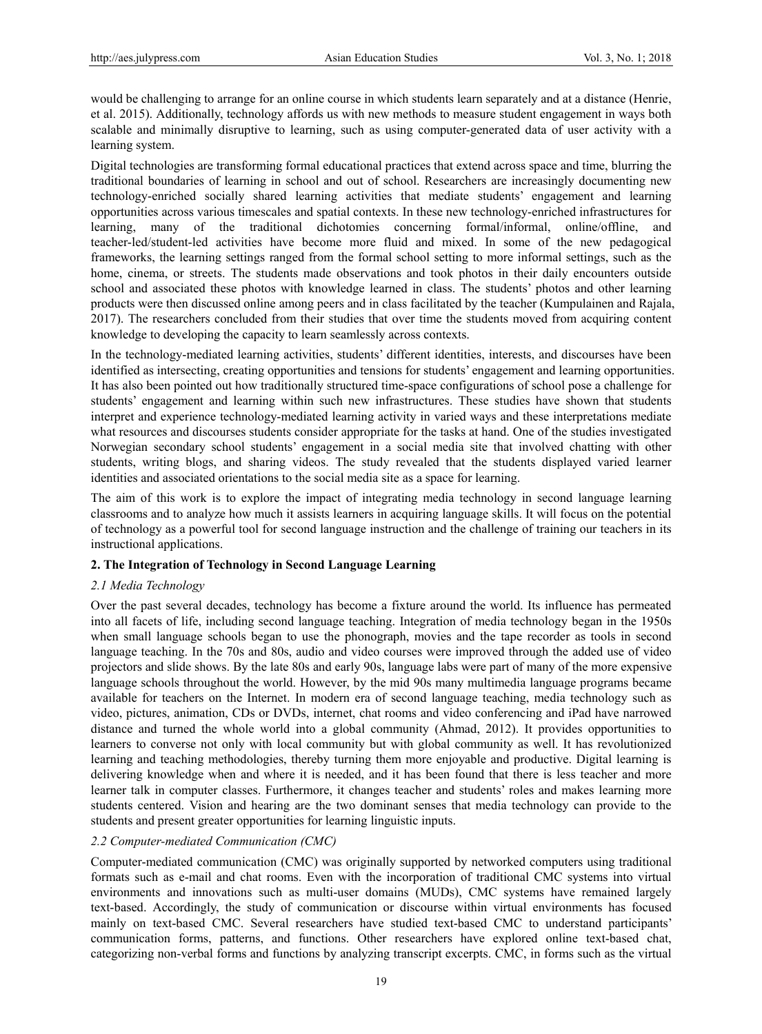would be challenging to arrange for an online course in which students learn separately and at a distance (Henrie, et al. 2015). Additionally, technology affords us with new methods to measure student engagement in ways both scalable and minimally disruptive to learning, such as using computer-generated data of user activity with a learning system.

Digital technologies are transforming formal educational practices that extend across space and time, blurring the traditional boundaries of learning in school and out of school. Researchers are increasingly documenting new technology-enriched socially shared learning activities that mediate students' engagement and learning opportunities across various timescales and spatial contexts. In these new technology-enriched infrastructures for learning, many of the traditional dichotomies concerning formal/informal, online/offline, and teacher-led/student-led activities have become more fluid and mixed. In some of the new pedagogical frameworks, the learning settings ranged from the formal school setting to more informal settings, such as the home, cinema, or streets. The students made observations and took photos in their daily encounters outside school and associated these photos with knowledge learned in class. The students' photos and other learning products were then discussed online among peers and in class facilitated by the teacher (Kumpulainen and Rajala, 2017). The researchers concluded from their studies that over time the students moved from acquiring content knowledge to developing the capacity to learn seamlessly across contexts.

In the technology-mediated learning activities, students' different identities, interests, and discourses have been identified as intersecting, creating opportunities and tensions for students' engagement and learning opportunities. It has also been pointed out how traditionally structured time-space configurations of school pose a challenge for students' engagement and learning within such new infrastructures. These studies have shown that students interpret and experience technology-mediated learning activity in varied ways and these interpretations mediate what resources and discourses students consider appropriate for the tasks at hand. One of the studies investigated Norwegian secondary school students' engagement in a social media site that involved chatting with other students, writing blogs, and sharing videos. The study revealed that the students displayed varied learner identities and associated orientations to the social media site as a space for learning.

The aim of this work is to explore the impact of integrating media technology in second language learning classrooms and to analyze how much it assists learners in acquiring language skills. It will focus on the potential of technology as a powerful tool for second language instruction and the challenge of training our teachers in its instructional applications.

## 2. The Integration of Technology in Second Language Learning

### *2.1 Media Technology*

Over the past several decades, technology has become a fixture around the world. Its influence has permeated into all facets of life, including second language teaching. Integration of media technology began in the 1950s when small language schools began to use the phonograph, movies and the tape recorder as tools in second language teaching. In the 70s and 80s, audio and video courses were improved through the added use of video projectors and slide shows. By the late 80s and early 90s, language labs were part of many of the more expensive language schools throughout the world. However, by the mid 90s many multimedia language programs became available for teachers on the Internet. In modern era of second language teaching, media technology such as video, pictures, animation, CDs or DVDs, internet, chat rooms and video conferencing and iPad have narrowed distance and turned the whole world into a global community (Ahmad, 2012). It provides opportunities to learners to converse not only with local community but with global community as well. It has revolutionized learning and teaching methodologies, thereby turning them more enjoyable and productive. Digital learning is delivering knowledge when and where it is needed, and it has been found that there is less teacher and more learner talk in computer classes. Furthermore, it changes teacher and students' roles and makes learning more students centered. Vision and hearing are the two dominant senses that media technology can provide to the students and present greater opportunities for learning linguistic inputs.

### *2.2 Computer-mediated Communication (CMC)*

Computer-mediated communication (CMC) was originally supported by networked computers using traditional formats such as e-mail and chat rooms. Even with the incorporation of traditional CMC systems into virtual environments and innovations such as multi-user domains (MUDs), CMC systems have remained largely text-based. Accordingly, the study of communication or discourse within virtual environments has focused mainly on text-based CMC. Several researchers have studied text-based CMC to understand participants' communication forms, patterns, and functions. Other researchers have explored online text-based chat, categorizing non-verbal forms and functions by analyzing transcript excerpts. CMC, in forms such as the virtual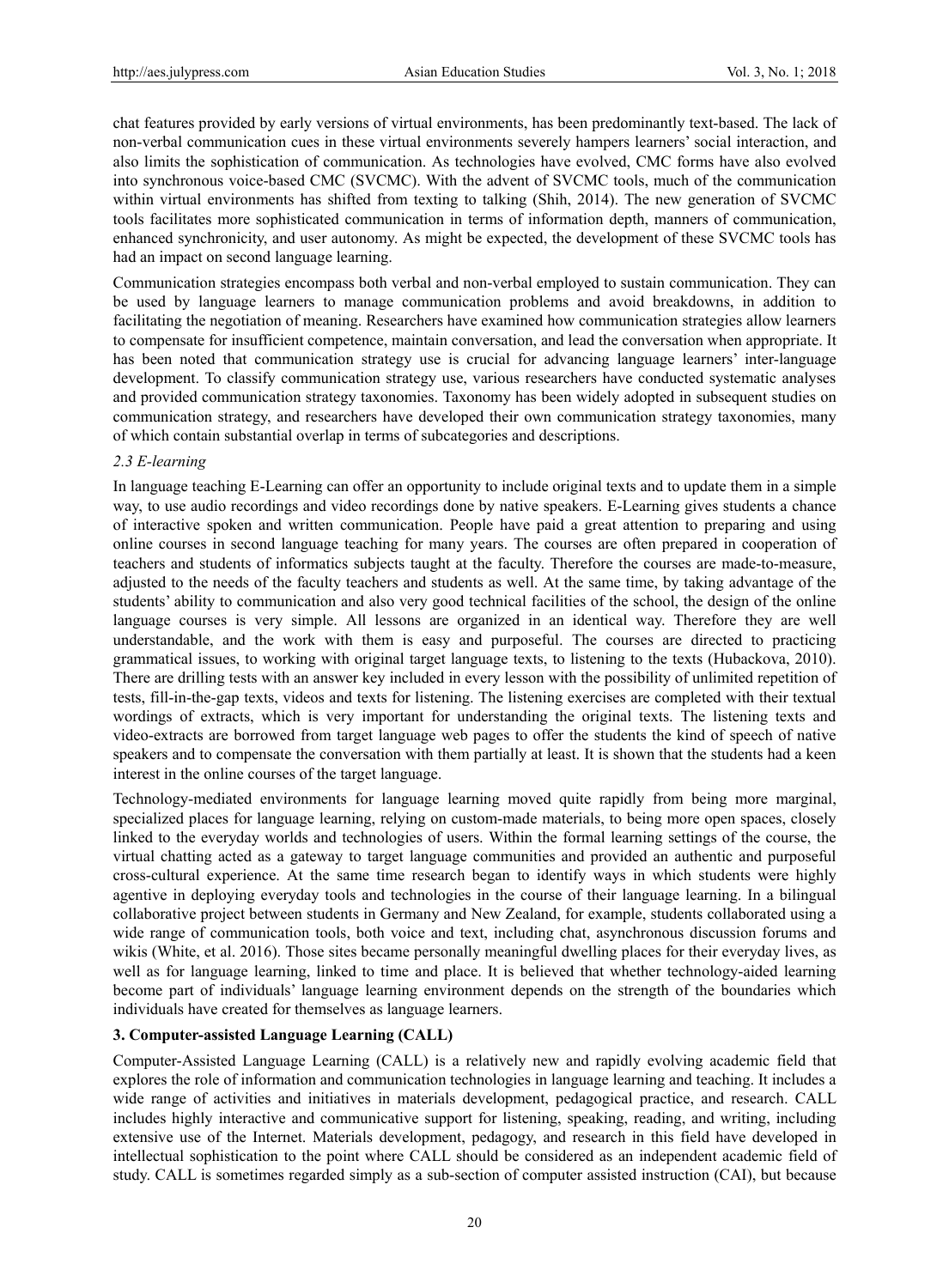chat features provided by early versions of virtual environments, has been predominantly text-based. The lack of non-verbal communication cues in these virtual environments severely hampers learners' social interaction, and also limits the sophistication of communication. As technologies have evolved, CMC forms have also evolved into synchronous voice-based CMC (SVCMC). With the advent of SVCMC tools, much of the communication within virtual environments has shifted from texting to talking (Shih, 2014). The new generation of SVCMC tools facilitates more sophisticated communication in terms of information depth, manners of communication, enhanced synchronicity, and user autonomy. As might be expected, the development of these SVCMC tools has had an impact on second language learning.

Communication strategies encompass both verbal and non-verbal employed to sustain communication. They can be used by language learners to manage communication problems and avoid breakdowns, in addition to facilitating the negotiation of meaning. Researchers have examined how communication strategies allow learners to compensate for insufficient competence, maintain conversation, and lead the conversation when appropriate. It has been noted that communication strategy use is crucial for advancing language learners' inter-language development. To classify communication strategy use, various researchers have conducted systematic analyses and provided communication strategy taxonomies. Taxonomy has been widely adopted in subsequent studies on communication strategy, and researchers have developed their own communication strategy taxonomies, many of which contain substantial overlap in terms of subcategories and descriptions.

### *2.3 E-learning*

In language teaching E-Learning can offer an opportunity to include original texts and to update them in a simple way, to use audio recordings and video recordings done by native speakers. E-Learning gives students a chance of interactive spoken and written communication. People have paid a great attention to preparing and using online courses in second language teaching for many years. The courses are often prepared in cooperation of teachers and students of informatics subjects taught at the faculty. Therefore the courses are made-to-measure, adjusted to the needs of the faculty teachers and students as well. At the same time, by taking advantage of the students' ability to communication and also very good technical facilities of the school, the design of the online language courses is very simple. All lessons are organized in an identical way. Therefore they are well understandable, and the work with them is easy and purposeful. The courses are directed to practicing grammatical issues, to working with original target language texts, to listening to the texts (Hubackova, 2010). There are drilling tests with an answer key included in every lesson with the possibility of unlimited repetition of tests, fill-in-the-gap texts, videos and texts for listening. The listening exercises are completed with their textual wordings of extracts, which is very important for understanding the original texts. The listening texts and video-extracts are borrowed from target language web pages to offer the students the kind of speech of native speakers and to compensate the conversation with them partially at least. It is shown that the students had a keen interest in the online courses of the target language.

Technology-mediated environments for language learning moved quite rapidly from being more marginal, specialized places for language learning, relying on custom-made materials, to being more open spaces, closely linked to the everyday worlds and technologies of users. Within the formal learning settings of the course, the virtual chatting acted as a gateway to target language communities and provided an authentic and purposeful cross-cultural experience. At the same time research began to identify ways in which students were highly agentive in deploying everyday tools and technologies in the course of their language learning. In a bilingual collaborative project between students in Germany and New Zealand, for example, students collaborated using a wide range of communication tools, both voice and text, including chat, asynchronous discussion forums and wikis (White, et al. 2016). Those sites became personally meaningful dwelling places for their everyday lives, as well as for language learning, linked to time and place. It is believed that whether technology-aided learning become part of individuals' language learning environment depends on the strength of the boundaries which individuals have created for themselves as language learners.

## 3. Computer-assisted Language Learning (CALL)

Computer-Assisted Language Learning (CALL) is a relatively new and rapidly evolving academic field that explores the role of information and communication technologies in language learning and teaching. It includes a wide range of activities and initiatives in materials development, pedagogical practice, and research. CALL includes highly interactive and communicative support for listening, speaking, reading, and writing, including extensive use of the Internet. Materials development, pedagogy, and research in this field have developed in intellectual sophistication to the point where CALL should be considered as an independent academic field of study. CALL is sometimes regarded simply as a sub-section of computer assisted instruction (CAI), but because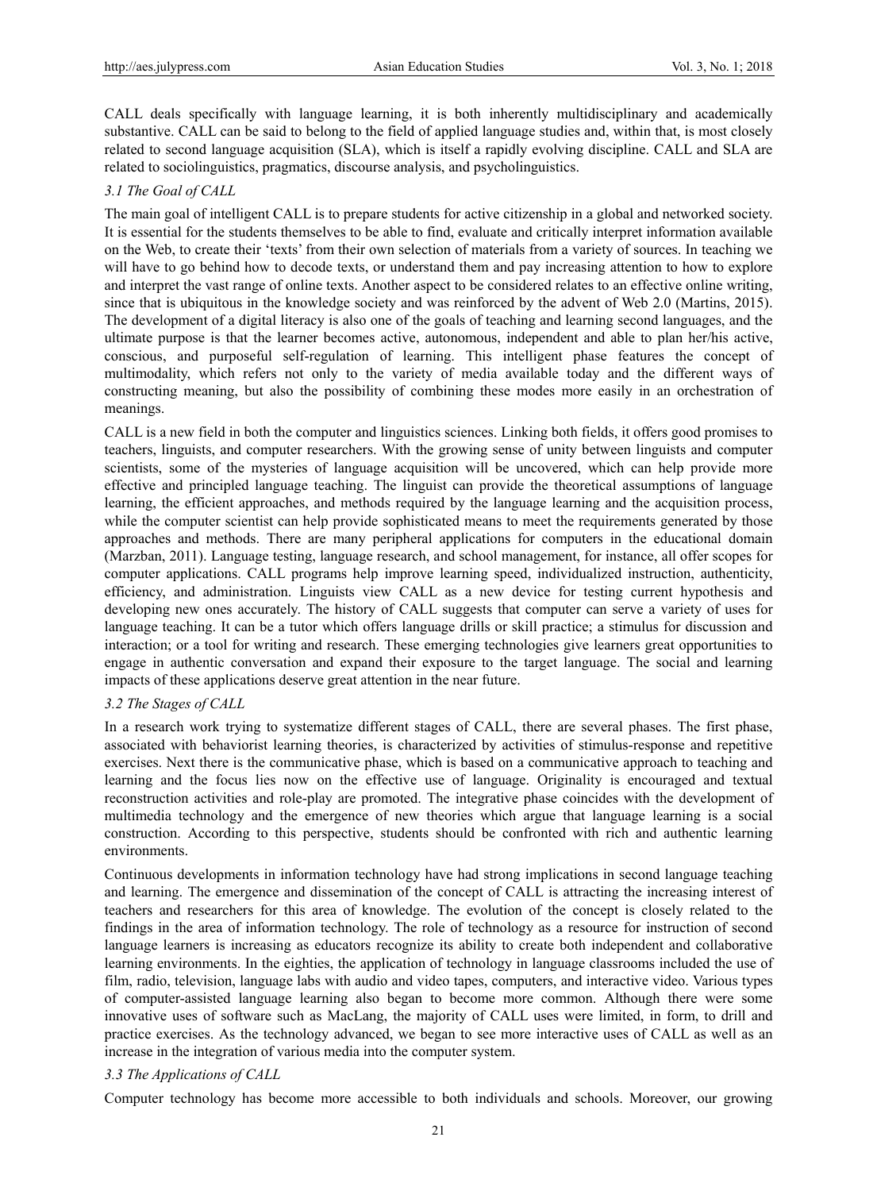CALL deals specifically with language learning, it is both inherently multidisciplinary and academically substantive. CALL can be said to belong to the field of applied language studies and, within that, is most closely related to second language acquisition (SLA), which is itself a rapidly evolving discipline. CALL and SLA are related to sociolinguistics, pragmatics, discourse analysis, and psycholinguistics.

### *3.1 The Goal of CALL*

The main goal of intelligent CALL is to prepare students for active citizenship in a global and networked society. It is essential for the students themselves to be able to find, evaluate and critically interpret information available on the Web, to create their 'texts' from their own selection of materials from a variety of sources. In teaching we will have to go behind how to decode texts, or understand them and pay increasing attention to how to explore and interpret the vast range of online texts. Another aspect to be considered relates to an effective online writing, since that is ubiquitous in the knowledge society and was reinforced by the advent of Web 2.0 (Martins, 2015). The development of a digital literacy is also one of the goals of teaching and learning second languages, and the ultimate purpose is that the learner becomes active, autonomous, independent and able to plan her/his active, conscious, and purposeful self-regulation of learning. This intelligent phase features the concept of multimodality, which refers not only to the variety of media available today and the different ways of constructing meaning, but also the possibility of combining these modes more easily in an orchestration of meanings.

CALL is a new field in both the computer and linguistics sciences. Linking both fields, it offers good promises to teachers, linguists, and computer researchers. With the growing sense of unity between linguists and computer scientists, some of the mysteries of language acquisition will be uncovered, which can help provide more effective and principled language teaching. The linguist can provide the theoretical assumptions of language learning, the efficient approaches, and methods required by the language learning and the acquisition process, while the computer scientist can help provide sophisticated means to meet the requirements generated by those approaches and methods. There are many peripheral applications for computers in the educational domain (Marzban, 2011). Language testing, language research, and school management, for instance, all offer scopes for computer applications. CALL programs help improve learning speed, individualized instruction, authenticity, efficiency, and administration. Linguists view CALL as a new device for testing current hypothesis and developing new ones accurately. The history of CALL suggests that computer can serve a variety of uses for language teaching. It can be a tutor which offers language drills or skill practice; a stimulus for discussion and interaction; or a tool for writing and research. These emerging technologies give learners great opportunities to engage in authentic conversation and expand their exposure to the target language. The social and learning impacts of these applications deserve great attention in the near future.

### *3.2 The Stages of CALL*

In a research work trying to systematize different stages of CALL, there are several phases. The first phase, associated with behaviorist learning theories, is characterized by activities of stimulus-response and repetitive exercises. Next there is the communicative phase, which is based on a communicative approach to teaching and learning and the focus lies now on the effective use of language. Originality is encouraged and textual reconstruction activities and role-play are promoted. The integrative phase coincides with the development of multimedia technology and the emergence of new theories which argue that language learning is a social construction. According to this perspective, students should be confronted with rich and authentic learning environments.

Continuous developments in information technology have had strong implications in second language teaching and learning. The emergence and dissemination of the concept of CALL is attracting the increasing interest of teachers and researchers for this area of knowledge. The evolution of the concept is closely related to the findings in the area of information technology. The role of technology as a resource for instruction of second language learners is increasing as educators recognize its ability to create both independent and collaborative learning environments. In the eighties, the application of technology in language classrooms included the use of film, radio, television, language labs with audio and video tapes, computers, and interactive video. Various types of computer-assisted language learning also began to become more common. Although there were some innovative uses of software such as MacLang, the majority of CALL uses were limited, in form, to drill and practice exercises. As the technology advanced, we began to see more interactive uses of CALL as well as an increase in the integration of various media into the computer system.

### *3.3 The Applications of CALL*

Computer technology has become more accessible to both individuals and schools. Moreover, our growing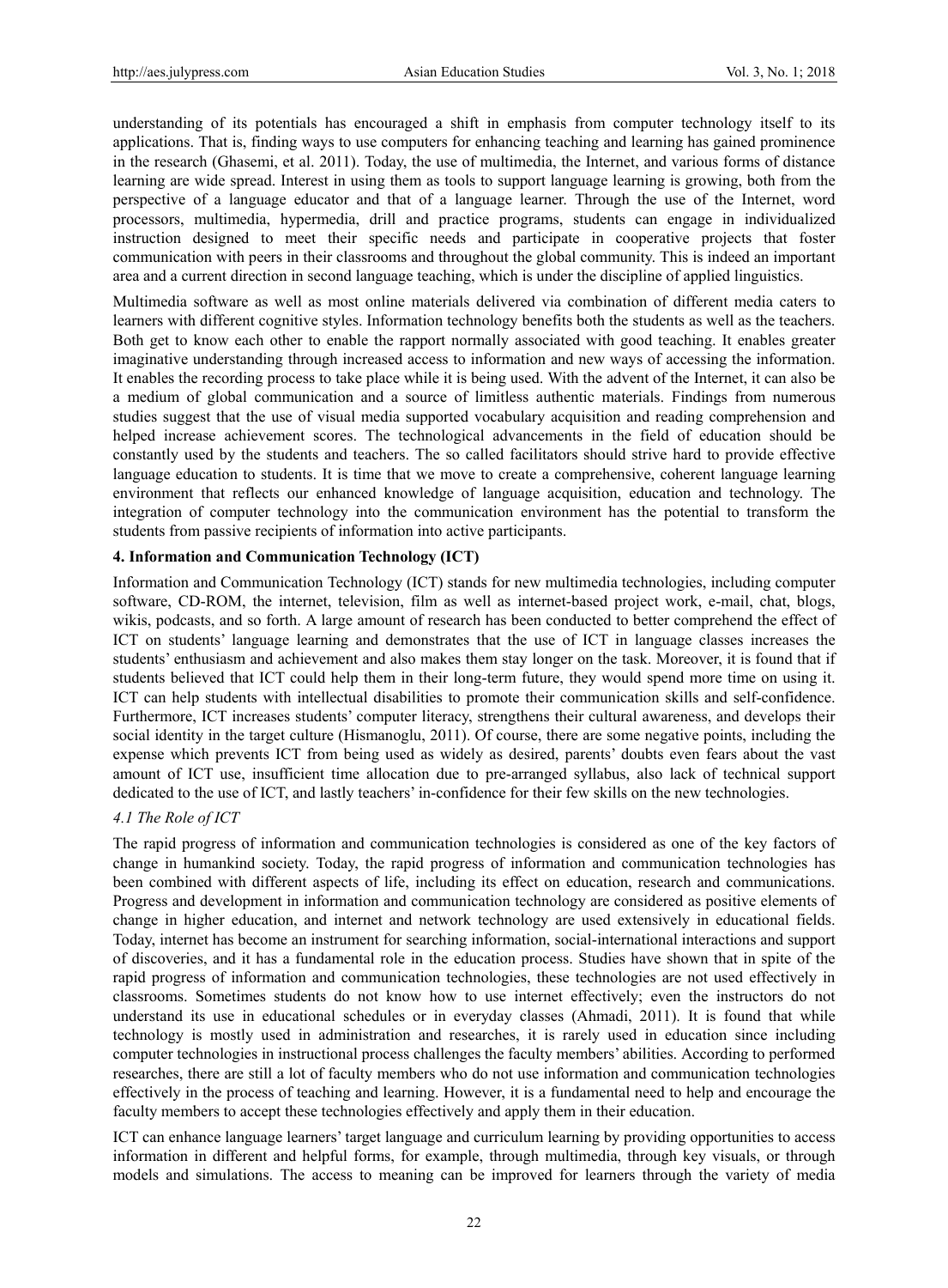understanding of its potentials has encouraged a shift in emphasis from computer technology itself to its applications. That is, finding ways to use computers for enhancing teaching and learning has gained prominence in the research (Ghasemi, et al. 2011). Today, the use of multimedia, the Internet, and various forms of distance learning are wide spread. Interest in using them as tools to support language learning is growing, both from the perspective of a language educator and that of a language learner. Through the use of the Internet, word processors, multimedia, hypermedia, drill and practice programs, students can engage in individualized instruction designed to meet their specific needs and participate in cooperative projects that foster communication with peers in their classrooms and throughout the global community. This is indeed an important area and a current direction in second language teaching, which is under the discipline of applied linguistics.

Multimedia software as well as most online materials delivered via combination of different media caters to learners with different cognitive styles. Information technology benefits both the students as well as the teachers. Both get to know each other to enable the rapport normally associated with good teaching. It enables greater imaginative understanding through increased access to information and new ways of accessing the information. It enables the recording process to take place while it is being used. With the advent of the Internet, it can also be a medium of global communication and a source of limitless authentic materials. Findings from numerous studies suggest that the use of visual media supported vocabulary acquisition and reading comprehension and helped increase achievement scores. The technological advancements in the field of education should be constantly used by the students and teachers. The so called facilitators should strive hard to provide effective language education to students. It is time that we move to create a comprehensive, coherent language learning environment that reflects our enhanced knowledge of language acquisition, education and technology. The integration of computer technology into the communication environment has the potential to transform the students from passive recipients of information into active participants.

## 4. Information and Communication Technology (ICT)

Information and Communication Technology (ICT) stands for new multimedia technologies, including computer software, CD-ROM, the internet, television, film as well as internet-based project work, e-mail, chat, blogs, wikis, podcasts, and so forth. A large amount of research has been conducted to better comprehend the effect of ICT on students' language learning and demonstrates that the use of ICT in language classes increases the students' enthusiasm and achievement and also makes them stay longer on the task. Moreover, it is found that if students believed that ICT could help them in their long-term future, they would spend more time on using it. ICT can help students with intellectual disabilities to promote their communication skills and self-confidence. Furthermore, ICT increases students' computer literacy, strengthens their cultural awareness, and develops their social identity in the target culture (Hismanoglu, 2011). Of course, there are some negative points, including the expense which prevents ICT from being used as widely as desired, parents' doubts even fears about the vast amount of ICT use, insufficient time allocation due to pre-arranged syllabus, also lack of technical support dedicated to the use of ICT, and lastly teachers' in-confidence for their few skills on the new technologies.

### *4.1 The Role of ICT*

The rapid progress of information and communication technologies is considered as one of the key factors of change in humankind society. Today, the rapid progress of information and communication technologies has been combined with different aspects of life, including its effect on education, research and communications. Progress and development in information and communication technology are considered as positive elements of change in higher education, and internet and network technology are used extensively in educational fields. Today, internet has become an instrument for searching information, social-international interactions and support of discoveries, and it has a fundamental role in the education process. Studies have shown that in spite of the rapid progress of information and communication technologies, these technologies are not used effectively in classrooms. Sometimes students do not know how to use internet effectively; even the instructors do not understand its use in educational schedules or in everyday classes (Ahmadi, 2011). It is found that while technology is mostly used in administration and researches, it is rarely used in education since including computer technologies in instructional process challenges the faculty members' abilities. According to performed researches, there are still a lot of faculty members who do not use information and communication technologies effectively in the process of teaching and learning. However, it is a fundamental need to help and encourage the faculty members to accept these technologies effectively and apply them in their education.

ICT can enhance language learners' target language and curriculum learning by providing opportunities to access information in different and helpful forms, for example, through multimedia, through key visuals, or through models and simulations. The access to meaning can be improved for learners through the variety of media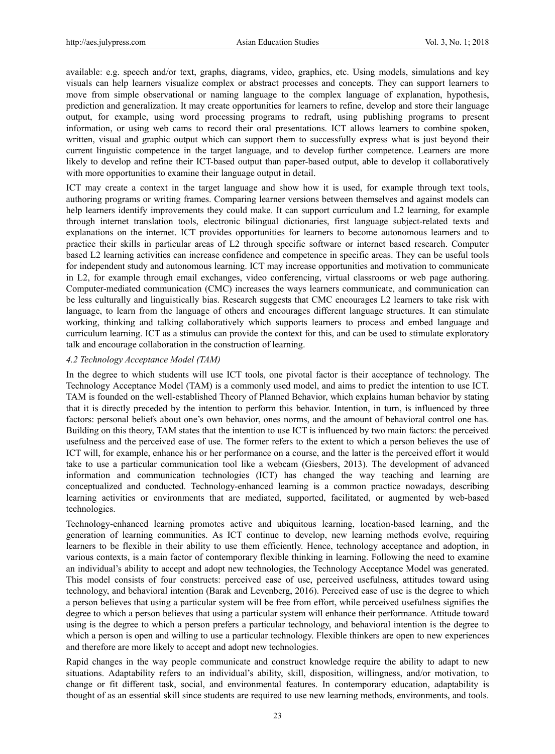available: e.g. speech and/or text, graphs, diagrams, video, graphics, etc. Using models, simulations and key visuals can help learners visualize complex or abstract processes and concepts. They can support learners to move from simple observational or naming language to the complex language of explanation, hypothesis, prediction and generalization. It may create opportunities for learners to refine, develop and store their language output, for example, using word processing programs to redraft, using publishing programs to present information, or using web cams to record their oral presentations. ICT allows learners to combine spoken, written, visual and graphic output which can support them to successfully express what is just beyond their current linguistic competence in the target language, and to develop further competence. Learners are more likely to develop and refine their ICT-based output than paper-based output, able to develop it collaboratively with more opportunities to examine their language output in detail.

ICT may create a context in the target language and show how it is used, for example through text tools, authoring programs or writing frames. Comparing learner versions between themselves and against models can help learners identify improvements they could make. It can support curriculum and L2 learning, for example through internet translation tools, electronic bilingual dictionaries, first language subject-related texts and explanations on the internet. ICT provides opportunities for learners to become autonomous learners and to practice their skills in particular areas of L2 through specific software or internet based research. Computer based L2 learning activities can increase confidence and competence in specific areas. They can be useful tools for independent study and autonomous learning. ICT may increase opportunities and motivation to communicate in L2, for example through email exchanges, video conferencing, virtual classrooms or web page authoring. Computer-mediated communication (CMC) increases the ways learners communicate, and communication can be less culturally and linguistically bias. Research suggests that CMC encourages L2 learners to take risk with language, to learn from the language of others and encourages different language structures. It can stimulate working, thinking and talking collaboratively which supports learners to process and embed language and curriculum learning. ICT as a stimulus can provide the context for this, and can be used to stimulate exploratory talk and encourage collaboration in the construction of learning.

### *4.2 Technology Acceptance Model (TAM)*

In the degree to which students will use ICT tools, one pivotal factor is their acceptance of technology. The Technology Acceptance Model (TAM) is a commonly used model, and aims to predict the intention to use ICT. TAM is founded on the well-established Theory of Planned Behavior, which explains human behavior by stating that it is directly preceded by the intention to perform this behavior. Intention, in turn, is influenced by three factors: personal beliefs about one's own behavior, ones norms, and the amount of behavioral control one has. Building on this theory, TAM states that the intention to use ICT is influenced by two main factors: the perceived usefulness and the perceived ease of use. The former refers to the extent to which a person believes the use of ICT will, for example, enhance his or her performance on a course, and the latter is the perceived effort it would take to use a particular communication tool like a webcam (Giesbers, 2013). The development of advanced information and communication technologies (ICT) has changed the way teaching and learning are conceptualized and conducted. Technology-enhanced learning is a common practice nowadays, describing learning activities or environments that are mediated, supported, facilitated, or augmented by web-based technologies.

Technology-enhanced learning promotes active and ubiquitous learning, location-based learning, and the generation of learning communities. As ICT continue to develop, new learning methods evolve, requiring learners to be flexible in their ability to use them efficiently. Hence, technology acceptance and adoption, in various contexts, is a main factor of contemporary flexible thinking in learning. Following the need to examine an individual's ability to accept and adopt new technologies, the Technology Acceptance Model was generated. This model consists of four constructs: perceived ease of use, perceived usefulness, attitudes toward using technology, and behavioral intention (Barak and Levenberg, 2016). Perceived ease of use is the degree to which a person believes that using a particular system will be free from effort, while perceived usefulness signifies the degree to which a person believes that using a particular system will enhance their performance. Attitude toward using is the degree to which a person prefers a particular technology, and behavioral intention is the degree to which a person is open and willing to use a particular technology. Flexible thinkers are open to new experiences and therefore are more likely to accept and adopt new technologies.

Rapid changes in the way people communicate and construct knowledge require the ability to adapt to new situations. Adaptability refers to an individual's ability, skill, disposition, willingness, and/or motivation, to change or fit different task, social, and environmental features. In contemporary education, adaptability is thought of as an essential skill since students are required to use new learning methods, environments, and tools.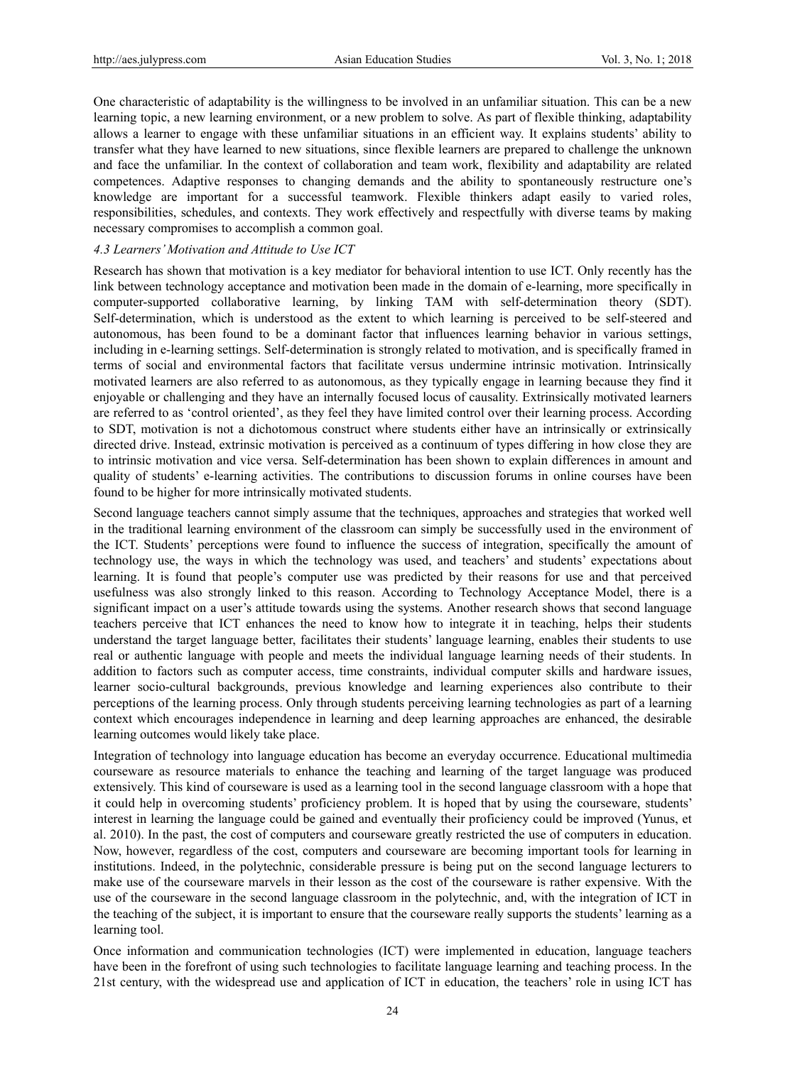One characteristic of adaptability is the willingness to be involved in an unfamiliar situation. This can be a new learning topic, a new learning environment, or a new problem to solve. As part of flexible thinking, adaptability allows a learner to engage with these unfamiliar situations in an efficient way. It explains students' ability to transfer what they have learned to new situations, since flexible learners are prepared to challenge the unknown and face the unfamiliar. In the context of collaboration and team work, flexibility and adaptability are related competences. Adaptive responses to changing demands and the ability to spontaneously restructure one's knowledge are important for a successful teamwork. Flexible thinkers adapt easily to varied roles, responsibilities, schedules, and contexts. They work effectively and respectfully with diverse teams by making necessary compromises to accomplish a common goal.

### *4.3 Learners' Motivation and Attitude to Use ICT*

Research has shown that motivation is a key mediator for behavioral intention to use ICT. Only recently has the link between technology acceptance and motivation been made in the domain of e-learning, more specifically in computer-supported collaborative learning, by linking TAM with self-determination theory (SDT). Self-determination, which is understood as the extent to which learning is perceived to be self-steered and autonomous, has been found to be a dominant factor that influences learning behavior in various settings, including in e-learning settings. Self-determination is strongly related to motivation, and is specifically framed in terms of social and environmental factors that facilitate versus undermine intrinsic motivation. Intrinsically motivated learners are also referred to as autonomous, as they typically engage in learning because they find it enjoyable or challenging and they have an internally focused locus of causality. Extrinsically motivated learners are referred to as 'control oriented', as they feel they have limited control over their learning process. According to SDT, motivation is not a dichotomous construct where students either have an intrinsically or extrinsically directed drive. Instead, extrinsic motivation is perceived as a continuum of types differing in how close they are to intrinsic motivation and vice versa. Self-determination has been shown to explain differences in amount and quality of students' e-learning activities. The contributions to discussion forums in online courses have been found to be higher for more intrinsically motivated students.

Second language teachers cannot simply assume that the techniques, approaches and strategies that worked well in the traditional learning environment of the classroom can simply be successfully used in the environment of the ICT. Students' perceptions were found to influence the success of integration, specifically the amount of technology use, the ways in which the technology was used, and teachers' and students' expectations about learning. It is found that people's computer use was predicted by their reasons for use and that perceived usefulness was also strongly linked to this reason. According to Technology Acceptance Model, there is a significant impact on a user's attitude towards using the systems. Another research shows that second language teachers perceive that ICT enhances the need to know how to integrate it in teaching, helps their students understand the target language better, facilitates their students' language learning, enables their students to use real or authentic language with people and meets the individual language learning needs of their students. In addition to factors such as computer access, time constraints, individual computer skills and hardware issues, learner socio-cultural backgrounds, previous knowledge and learning experiences also contribute to their perceptions of the learning process. Only through students perceiving learning technologies as part of a learning context which encourages independence in learning and deep learning approaches are enhanced, the desirable learning outcomes would likely take place.

Integration of technology into language education has become an everyday occurrence. Educational multimedia courseware as resource materials to enhance the teaching and learning of the target language was produced extensively. This kind of courseware is used as a learning tool in the second language classroom with a hope that it could help in overcoming students' proficiency problem. It is hoped that by using the courseware, students' interest in learning the language could be gained and eventually their proficiency could be improved (Yunus, et al. 2010). In the past, the cost of computers and courseware greatly restricted the use of computers in education. Now, however, regardless of the cost, computers and courseware are becoming important tools for learning in institutions. Indeed, in the polytechnic, considerable pressure is being put on the second language lecturers to make use of the courseware marvels in their lesson as the cost of the courseware is rather expensive. With the use of the courseware in the second language classroom in the polytechnic, and, with the integration of ICT in the teaching of the subject, it is important to ensure that the courseware really supports the students' learning as a learning tool.

Once information and communication technologies (ICT) were implemented in education, language teachers have been in the forefront of using such technologies to facilitate language learning and teaching process. In the 21st century, with the widespread use and application of ICT in education, the teachers' role in using ICT has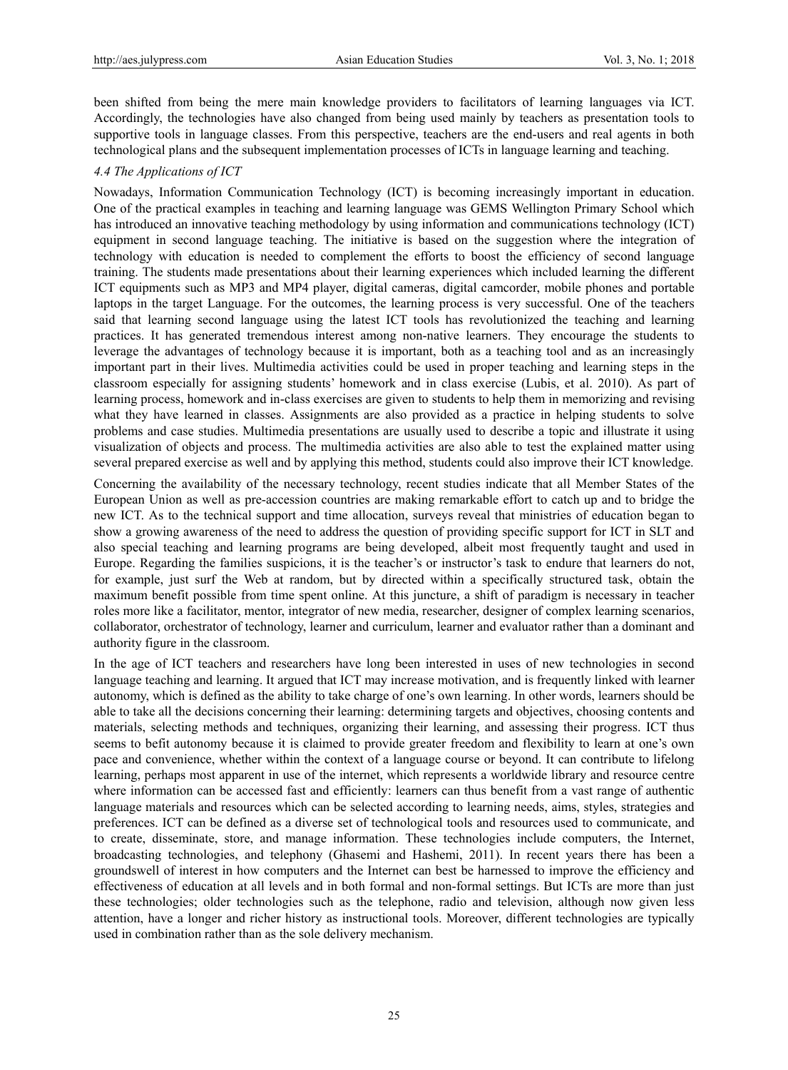been shifted from being the mere main knowledge providers to facilitators of learning languages via ICT. Accordingly, the technologies have also changed from being used mainly by teachers as presentation tools to supportive tools in language classes. From this perspective, teachers are the end-users and real agents in both technological plans and the subsequent implementation processes of ICTs in language learning and teaching.

### *4.4 The Applications of ICT*

Nowadays, Information Communication Technology (ICT) is becoming increasingly important in education. One of the practical examples in teaching and learning language was GEMS Wellington Primary School which has introduced an innovative teaching methodology by using information and communications technology (ICT) equipment in second language teaching. The initiative is based on the suggestion where the integration of technology with education is needed to complement the efforts to boost the efficiency of second language training. The students made presentations about their learning experiences which included learning the different ICT equipments such as MP3 and MP4 player, digital cameras, digital camcorder, mobile phones and portable laptops in the target Language. For the outcomes, the learning process is very successful. One of the teachers said that learning second language using the latest ICT tools has revolutionized the teaching and learning practices. It has generated tremendous interest among non-native learners. They encourage the students to leverage the advantages of technology because it is important, both as a teaching tool and as an increasingly important part in their lives. Multimedia activities could be used in proper teaching and learning steps in the classroom especially for assigning students' homework and in class exercise (Lubis, et al. 2010). As part of learning process, homework and in-class exercises are given to students to help them in memorizing and revising what they have learned in classes. Assignments are also provided as a practice in helping students to solve problems and case studies. Multimedia presentations are usually used to describe a topic and illustrate it using visualization of objects and process. The multimedia activities are also able to test the explained matter using several prepared exercise as well and by applying this method, students could also improve their ICT knowledge.

Concerning the availability of the necessary technology, recent studies indicate that all Member States of the European Union as well as pre-accession countries are making remarkable effort to catch up and to bridge the new ICT. As to the technical support and time allocation, surveys reveal that ministries of education began to show a growing awareness of the need to address the question of providing specific support for ICT in SLT and also special teaching and learning programs are being developed, albeit most frequently taught and used in Europe. Regarding the families suspicions, it is the teacher's or instructor's task to endure that learners do not, for example, just surf the Web at random, but by directed within a specifically structured task, obtain the maximum benefit possible from time spent online. At this juncture, a shift of paradigm is necessary in teacher roles more like a facilitator, mentor, integrator of new media, researcher, designer of complex learning scenarios, collaborator, orchestrator of technology, learner and curriculum, learner and evaluator rather than a dominant and authority figure in the classroom.

In the age of ICT teachers and researchers have long been interested in uses of new technologies in second language teaching and learning. It argued that ICT may increase motivation, and is frequently linked with learner autonomy, which is defined as the ability to take charge of one's own learning. In other words, learners should be able to take all the decisions concerning their learning: determining targets and objectives, choosing contents and materials, selecting methods and techniques, organizing their learning, and assessing their progress. ICT thus seems to befit autonomy because it is claimed to provide greater freedom and flexibility to learn at one's own pace and convenience, whether within the context of a language course or beyond. It can contribute to lifelong learning, perhaps most apparent in use of the internet, which represents a worldwide library and resource centre where information can be accessed fast and efficiently: learners can thus benefit from a vast range of authentic language materials and resources which can be selected according to learning needs, aims, styles, strategies and preferences. ICT can be defined as a diverse set of technological tools and resources used to communicate, and to create, disseminate, store, and manage information. These technologies include computers, the Internet, broadcasting technologies, and telephony (Ghasemi and Hashemi, 2011). In recent years there has been a groundswell of interest in how computers and the Internet can best be harnessed to improve the efficiency and effectiveness of education at all levels and in both formal and non-formal settings. But ICTs are more than just these technologies; older technologies such as the telephone, radio and television, although now given less attention, have a longer and richer history as instructional tools. Moreover, different technologies are typically used in combination rather than as the sole delivery mechanism.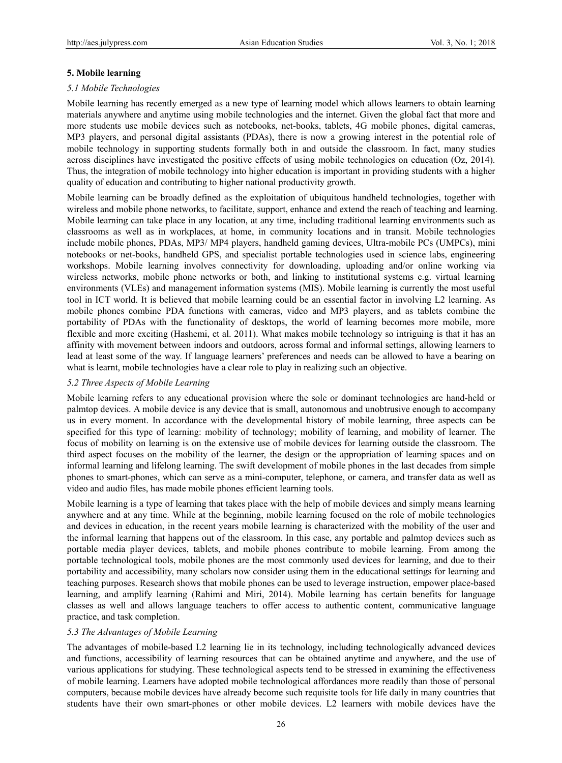## 5. Mobile learning

### *5.1 Mobile Technologies*

Mobile learning has recently emerged as a new type of learning model which allows learners to obtain learning materials anywhere and anytime using mobile technologies and the internet. Given the global fact that more and more students use mobile devices such as notebooks, net-books, tablets, 4G mobile phones, digital cameras, MP3 players, and personal digital assistants (PDAs), there is now a growing interest in the potential role of mobile technology in supporting students formally both in and outside the classroom. In fact, many studies across disciplines have investigated the positive effects of using mobile technologies on education (Oz, 2014). Thus, the integration of mobile technology into higher education is important in providing students with a higher quality of education and contributing to higher national productivity growth.

Mobile learning can be broadly defined as the exploitation of ubiquitous handheld technologies, together with wireless and mobile phone networks, to facilitate, support, enhance and extend the reach of teaching and learning. Mobile learning can take place in any location, at any time, including traditional learning environments such as classrooms as well as in workplaces, at home, in community locations and in transit. Mobile technologies include mobile phones, PDAs, MP3/ MP4 players, handheld gaming devices, Ultra-mobile PCs (UMPCs), mini notebooks or net-books, handheld GPS, and specialist portable technologies used in science labs, engineering workshops. Mobile learning involves connectivity for downloading, uploading and/or online working via wireless networks, mobile phone networks or both, and linking to institutional systems e.g. virtual learning environments (VLEs) and management information systems (MIS). Mobile learning is currently the most useful tool in ICT world. It is believed that mobile learning could be an essential factor in involving L2 learning. As mobile phones combine PDA functions with cameras, video and MP3 players, and as tablets combine the portability of PDAs with the functionality of desktops, the world of learning becomes more mobile, more flexible and more exciting (Hashemi, et al. 2011). What makes mobile technology so intriguing is that it has an affinity with movement between indoors and outdoors, across formal and informal settings, allowing learners to lead at least some of the way. If language learners' preferences and needs can be allowed to have a bearing on what is learnt, mobile technologies have a clear role to play in realizing such an objective.

### *5.2 Three Aspects of Mobile Learning*

Mobile learning refers to any educational provision where the sole or dominant technologies are hand-held or palmtop devices. A mobile device is any device that is small, autonomous and unobtrusive enough to accompany us in every moment. In accordance with the developmental history of mobile learning, three aspects can be specified for this type of learning: mobility of technology; mobility of learning, and mobility of learner. The focus of mobility on learning is on the extensive use of mobile devices for learning outside the classroom. The third aspect focuses on the mobility of the learner, the design or the appropriation of learning spaces and on informal learning and lifelong learning. The swift development of mobile phones in the last decades from simple phones to smart-phones, which can serve as a mini-computer, telephone, or camera, and transfer data as well as video and audio files, has made mobile phones efficient learning tools.

Mobile learning is a type of learning that takes place with the help of mobile devices and simply means learning anywhere and at any time. While at the beginning, mobile learning focused on the role of mobile technologies and devices in education, in the recent years mobile learning is characterized with the mobility of the user and the informal learning that happens out of the classroom. In this case, any portable and palmtop devices such as portable media player devices, tablets, and mobile phones contribute to mobile learning. From among the portable technological tools, mobile phones are the most commonly used devices for learning, and due to their portability and accessibility, many scholars now consider using them in the educational settings for learning and teaching purposes. Research shows that mobile phones can be used to leverage instruction, empower place-based learning, and amplify learning (Rahimi and Miri, 2014). Mobile learning has certain benefits for language classes as well and allows language teachers to offer access to authentic content, communicative language practice, and task completion.

### *5.3 The Advantages of Mobile Learning*

The advantages of mobile-based L2 learning lie in its technology, including technologically advanced devices and functions, accessibility of learning resources that can be obtained anytime and anywhere, and the use of various applications for studying. These technological aspects tend to be stressed in examining the effectiveness of mobile learning. Learners have adopted mobile technological affordances more readily than those of personal computers, because mobile devices have already become such requisite tools for life daily in many countries that students have their own smart-phones or other mobile devices. L2 learners with mobile devices have the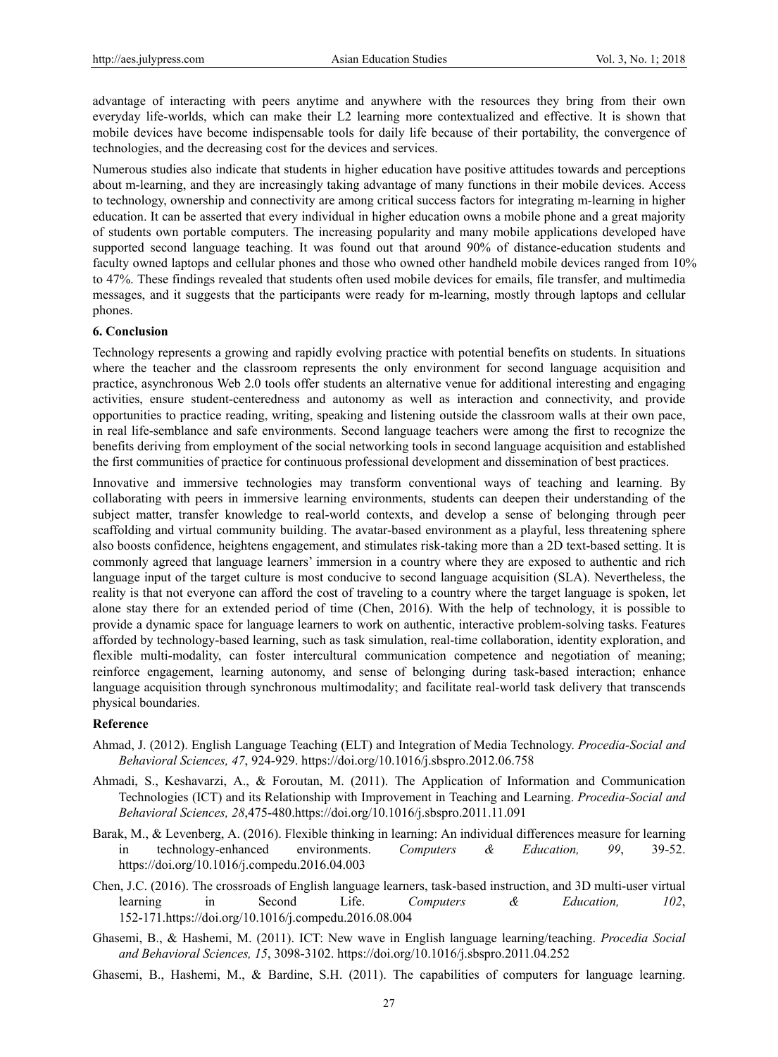advantage of interacting with peers anytime and anywhere with the resources they bring from their own everyday life-worlds, which can make their L2 learning more contextualized and effective. It is shown that mobile devices have become indispensable tools for daily life because of their portability, the convergence of technologies, and the decreasing cost for the devices and services.

Numerous studies also indicate that students in higher education have positive attitudes towards and perceptions about m-learning, and they are increasingly taking advantage of many functions in their mobile devices. Access to technology, ownership and connectivity are among critical success factors for integrating m-learning in higher education. It can be asserted that every individual in higher education owns a mobile phone and a great majority of students own portable computers. The increasing popularity and many mobile applications developed have supported second language teaching. It was found out that around 90% of distance-education students and faculty owned laptops and cellular phones and those who owned other handheld mobile devices ranged from 10% to 47%. These findings revealed that students often used mobile devices for emails, file transfer, and multimedia messages, and it suggests that the participants were ready for m-learning, mostly through laptops and cellular phones.

## 6. Conclusion

Technology represents a growing and rapidly evolving practice with potential benefits on students. In situations where the teacher and the classroom represents the only environment for second language acquisition and practice, asynchronous Web 2.0 tools offer students an alternative venue for additional interesting and engaging activities, ensure student-centeredness and autonomy as well as interaction and connectivity, and provide opportunities to practice reading, writing, speaking and listening outside the classroom walls at their own pace, in real life-semblance and safe environments. Second language teachers were among the first to recognize the benefits deriving from employment of the social networking tools in second language acquisition and established the first communities of practice for continuous professional development and dissemination of best practices.

Innovative and immersive technologies may transform conventional ways of teaching and learning. By collaborating with peers in immersive learning environments, students can deepen their understanding of the subject matter, transfer knowledge to real-world contexts, and develop a sense of belonging through peer scaffolding and virtual community building. The avatar-based environment as a playful, less threatening sphere also boosts confidence, heightens engagement, and stimulates risk-taking more than a 2D text-based setting. It is commonly agreed that language learners' immersion in a country where they are exposed to authentic and rich language input of the target culture is most conducive to second language acquisition (SLA). Nevertheless, the reality is that not everyone can afford the cost of traveling to a country where the target language is spoken, let alone stay there for an extended period of time (Chen, 2016). With the help of technology, it is possible to provide a dynamic space for language learners to work on authentic, interactive problem-solving tasks. Features afforded by technology-based learning, such as task simulation, real-time collaboration, identity exploration, and flexible multi-modality, can foster intercultural communication competence and negotiation of meaning; reinforce engagement, learning autonomy, and sense of belonging during task-based interaction; enhance language acquisition through synchronous multimodality; and facilitate real-world task delivery that transcends physical boundaries.

## Reference

Ahmad, J. (2012). English Language Teaching (ELT) and Integration of Media Technology. *Procedia-Social and Behavioral Sciences, 47*, 924-929. https://doi.org/10.1016/j.sbspro.2012.06.758

Ahmadi, S., Keshavarzi, A., & Foroutan, M. (2011). The Application of Information and Communication Technologies (ICT) and its Relationship with Improvement in Teaching and Learning. *Procedia-Social and Behavioral Sciences, 28*,475-480.https://doi.org/10.1016/j.sbspro.2011.11.091

Barak, M., & Levenberg, A. (2016). Flexible thinking in learning: An individual differences measure for learning in technology-enhanced environments. *Computers & Education, 99*, 39-52. https://doi.org/10.1016/j.compedu.2016.04.003

Chen, J.C. (2016). The crossroads of English language learners, task-based instruction, and 3D multi-user virtual learning in Second Life. *Computers & Education, 102*, 152-171.https://doi.org/10.1016/j.compedu.2016.08.004

Ghasemi, B., & Hashemi, M. (2011). ICT: New wave in English language learning/teaching. *Procedia Social and Behavioral Sciences, 15*, 3098-3102. https://doi.org/10.1016/j.sbspro.2011.04.252

Ghasemi, B., Hashemi, M., & Bardine, S.H. (2011). The capabilities of computers for language learning.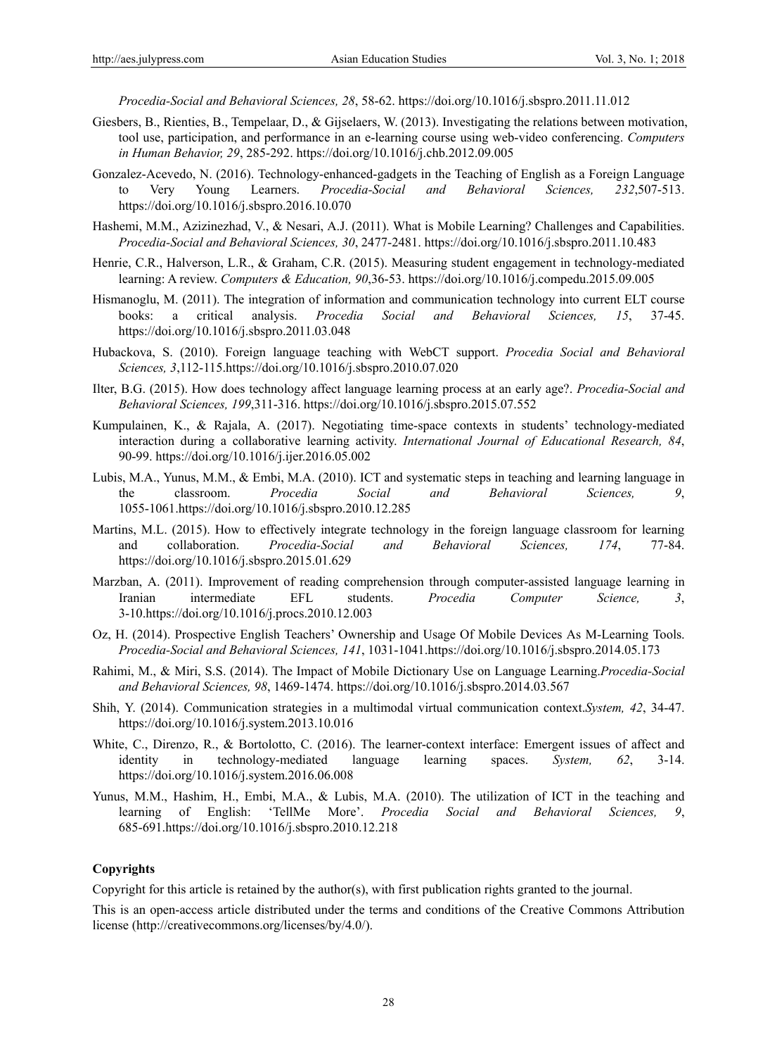*Procedia-Social and Behavioral Sciences, 28*, 58-62. https://doi.org/10.1016/j.sbspro.2011.11.012

Giesbers, B., Rienties, B., Tempelaar, D., & Gijselaers, W. (2013). Investigating the relations between motivation, tool use, participation, and performance in an e-learning course using web-video conferencing. *Computers in Human Behavior, 29*, 285-292. https://doi.org/10.1016/j.chb.2012.09.005

Gonzalez-Acevedo, N. (2016). Technology-enhanced-gadgets in the Teaching of English as a Foreign Language to Very Young Learners. *Procedia-Social and Behavioral Sciences, 232*,507-513. https://doi.org/10.1016/j.sbspro.2016.10.070

Hashemi, M.M., Azizinezhad, V., & Nesari, A.J. (2011). What is Mobile Learning? Challenges and Capabilities. *Procedia-Social and Behavioral Sciences, 30*, 2477-2481. https://doi.org/10.1016/j.sbspro.2011.10.483

Henrie, C.R., Halverson, L.R., & Graham, C.R. (2015). Measuring student engagement in technology-mediated learning: A review. *Computers & Education, 90*,36-53. https://doi.org/10.1016/j.compedu.2015.09.005

Hismanoglu, M. (2011). The integration of information and communication technology into current ELT course books: a critical analysis. *Procedia Social and Behavioral Sciences, 15*, 37-45. https://doi.org/10.1016/j.sbspro.2011.03.048

Hubackova, S. (2010). Foreign language teaching with WebCT support. *Procedia Social and Behavioral Sciences, 3*,112-115.https://doi.org/10.1016/j.sbspro.2010.07.020

Ilter, B.G. (2015). How does technology affect language learning process at an early age?. *Procedia-Social and Behavioral Sciences, 199*,311-316. https://doi.org/10.1016/j.sbspro.2015.07.552

Kumpulainen, K., & Rajala, A. (2017). Negotiating time-space contexts in students' technology-mediated interaction during a collaborative learning activity. *International Journal of Educational Research, 84*, 90-99. https://doi.org/10.1016/j.ijer.2016.05.002

Lubis, M.A., Yunus, M.M., & Embi, M.A. (2010). ICT and systematic steps in teaching and learning language in the classroom. *Procedia Social and Behavioral Sciences, 9*, 1055-1061.https://doi.org/10.1016/j.sbspro.2010.12.285

Martins, M.L. (2015). How to effectively integrate technology in the foreign language classroom for learning and collaboration. *Procedia-Social and Behavioral Sciences, 174*, 77-84. https://doi.org/10.1016/j.sbspro.2015.01.629

Marzban, A. (2011). Improvement of reading comprehension through computer-assisted language learning in Iranian intermediate EFL students. *Procedia Computer Science, 3*, 3-10.https://doi.org/10.1016/j.procs.2010.12.003

Oz, H. (2014). Prospective English Teachers' Ownership and Usage Of Mobile Devices As M-Learning Tools. *Procedia-Social and Behavioral Sciences, 141*, 1031-1041.https://doi.org/10.1016/j.sbspro.2014.05.173

Rahimi, M., & Miri, S.S. (2014). The Impact of Mobile Dictionary Use on Language Learning.*Procedia-Social and Behavioral Sciences, 98*, 1469-1474. https://doi.org/10.1016/j.sbspro.2014.03.567

Shih, Y. (2014). Communication strategies in a multimodal virtual communication context.*System, 42*, 34-47. https://doi.org/10.1016/j.system.2013.10.016

White, C., Direnzo, R., & Bortolotto, C. (2016). The learner-context interface: Emergent issues of affect and identity in technology-mediated language learning spaces. *System, 62*, 3-14. https://doi.org/10.1016/j.system.2016.06.008

Yunus, M.M., Hashim, H., Embi, M.A., & Lubis, M.A. (2010). The utilization of ICT in the teaching and learning of English: 'TellMe More'. *Procedia Social and Behavioral Sciences, 9*, 685-691.https://doi.org/10.1016/j.sbspro.2010.12.218

**Copyrights**

Copyright for this article is retained by the author(s), with first publication rights granted to the journal.

This is an open-access article distributed under the terms and conditions of the Creative Commons Attribution license (http://creativecommons.org/licenses/by/4.0/).